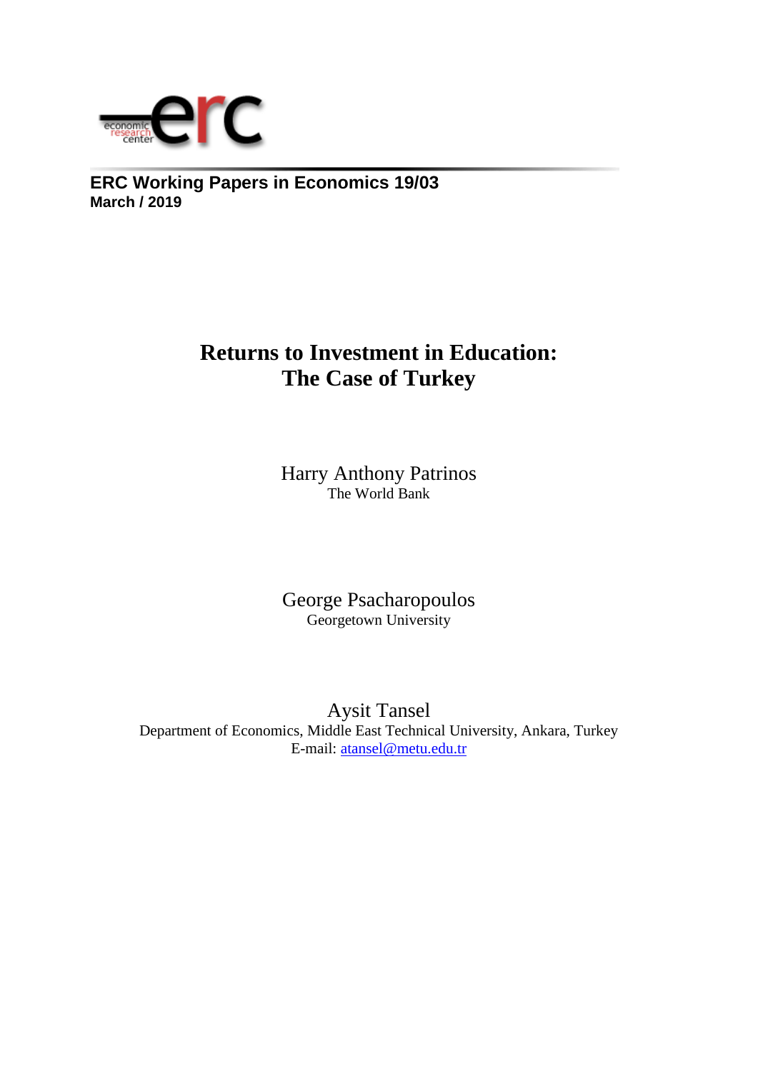**ERC Working Papers in Economics 19/03**
**March / 2019**

# Returns to Investment in Education: The Case of Turkey

Harry Anthony Patrinos
The World Bank

George Psacharopoulos
Georgetown University

Aysit Tansel
Department of Economics, Middle East Technical University, Ankara, Turkey
E-mail: atansel@metu.edu.tr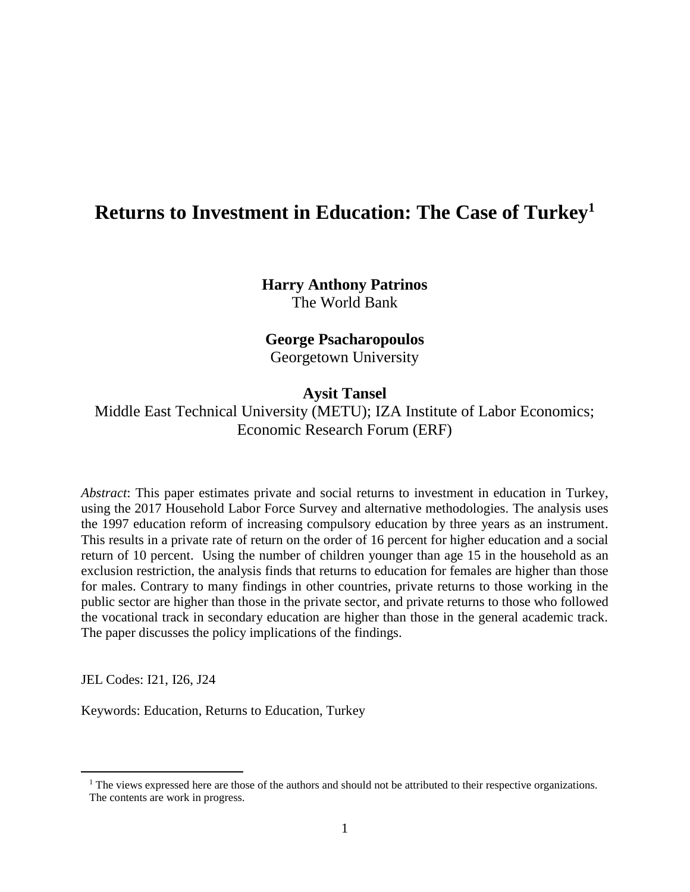# Returns to Investment in Education: The Case of Turkey[1]

**Harry Anthony Patrinos**
The World Bank

**George Psacharopoulos**
Georgetown University

**Aysit Tansel**
Middle East Technical University (METU); IZA Institute of Labor Economics; Economic Research Forum (ERF)

*Abstract*: This paper estimates private and social returns to investment in education in Turkey, using the 2017 Household Labor Force Survey and alternative methodologies. The analysis uses the 1997 education reform of increasing compulsory education by three years as an instrument. This results in a private rate of return on the order of 16 percent for higher education and a social return of 10 percent. Using the number of children younger than age 15 in the household as an exclusion restriction, the analysis finds that returns to education for females are higher than those for males. Contrary to many findings in other countries, private returns to those working in the public sector are higher than those in the private sector, and private returns to those who followed the vocational track in secondary education are higher than those in the general academic track. The paper discusses the policy implications of the findings.

JEL Codes: I21, I26, J24

Keywords: Education, Returns to Education, Turkey

[1] The views expressed here are those of the authors and should not be attributed to their respective organizations. The contents are work in progress.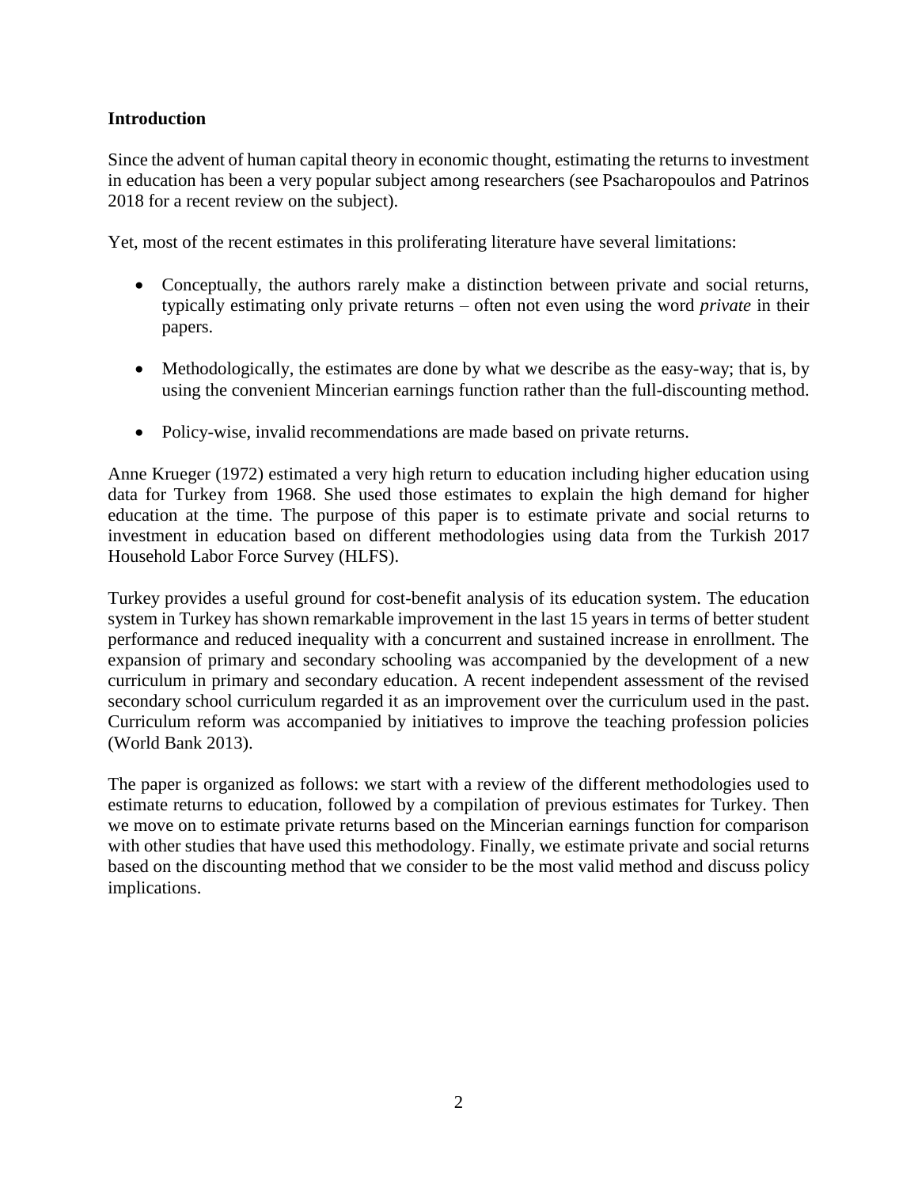## Introduction

Since the advent of human capital theory in economic thought, estimating the returns to investment in education has been a very popular subject among researchers (see Psacharopoulos and Patrinos 2018 for a recent review on the subject).

Yet, most of the recent estimates in this proliferating literature have several limitations:

- Conceptually, the authors rarely make a distinction between private and social returns, typically estimating only private returns – often not even using the word *private* in their papers.
- Methodologically, the estimates are done by what we describe as the easy-way; that is, by using the convenient Mincerian earnings function rather than the full-discounting method.
- Policy-wise, invalid recommendations are made based on private returns.

Anne Krueger (1972) estimated a very high return to education including higher education using data for Turkey from 1968. She used those estimates to explain the high demand for higher education at the time. The purpose of this paper is to estimate private and social returns to investment in education based on different methodologies using data from the Turkish 2017 Household Labor Force Survey (HLFS).

Turkey provides a useful ground for cost-benefit analysis of its education system. The education system in Turkey has shown remarkable improvement in the last 15 years in terms of better student performance and reduced inequality with a concurrent and sustained increase in enrollment. The expansion of primary and secondary schooling was accompanied by the development of a new curriculum in primary and secondary education. A recent independent assessment of the revised secondary school curriculum regarded it as an improvement over the curriculum used in the past. Curriculum reform was accompanied by initiatives to improve the teaching profession policies (World Bank 2013).

The paper is organized as follows: we start with a review of the different methodologies used to estimate returns to education, followed by a compilation of previous estimates for Turkey. Then we move on to estimate private returns based on the Mincerian earnings function for comparison with other studies that have used this methodology. Finally, we estimate private and social returns based on the discounting method that we consider to be the most valid method and discuss policy implications.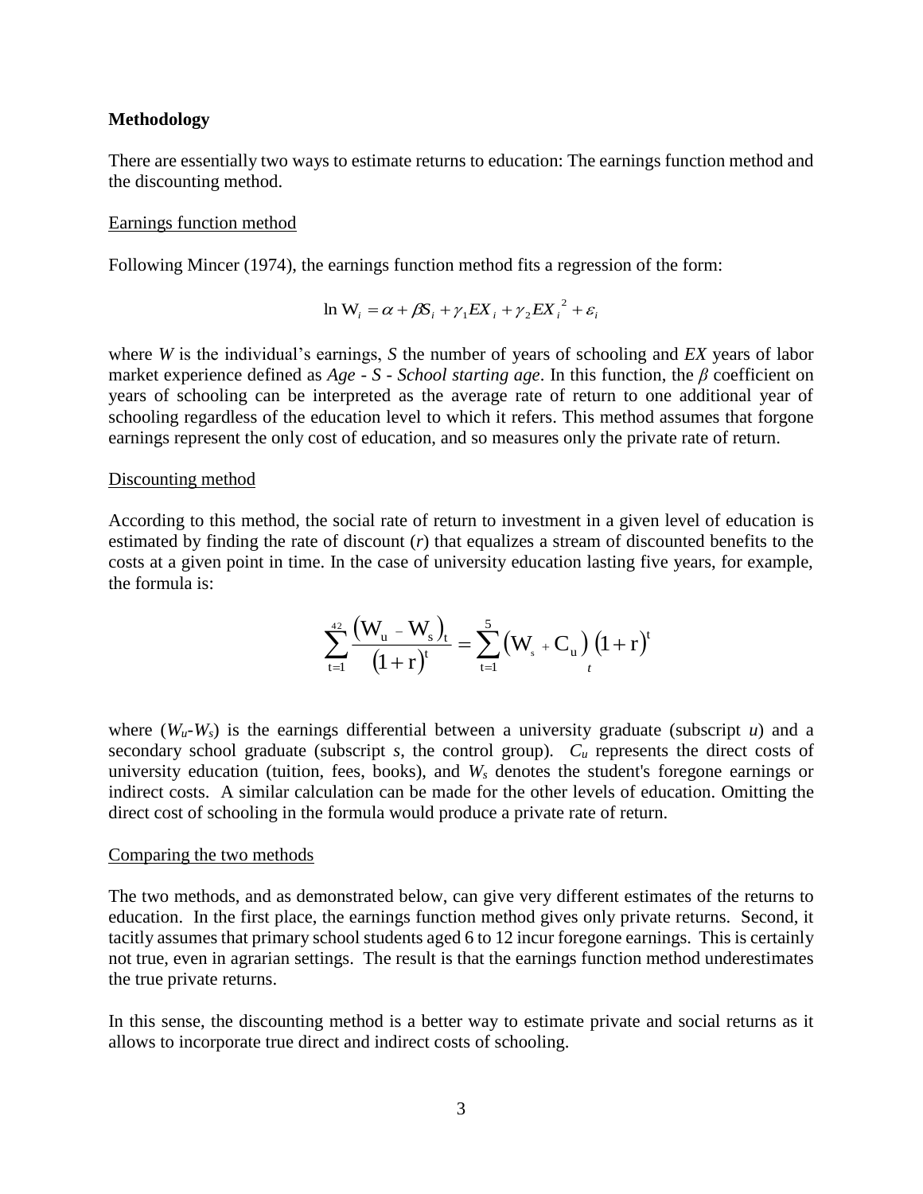**Methodology**

There are essentially two ways to estimate returns to education: The earnings function method and the discounting method.

Earnings function method

Following Mincer (1974), the earnings function method fits a regression of the form:

$$\ln W_i = \alpha + \beta S_i + \gamma_1 EX_i + \gamma_2 EX_i^{\ 2} + \varepsilon_i$$

where *W* is the individual's earnings, *S* the number of years of schooling and *EX* years of labor market experience defined as *Age - S - School starting age*. In this function, the *β* coefficient on years of schooling can be interpreted as the average rate of return to one additional year of schooling regardless of the education level to which it refers. This method assumes that forgone earnings represent the only cost of education, and so measures only the private rate of return.

Discounting method

According to this method, the social rate of return to investment in a given level of education is estimated by finding the rate of discount (*r*) that equalizes a stream of discounted benefits to the costs at a given point in time. In the case of university education lasting five years, for example, the formula is:

$$\sum_{t=1}^{42} \frac{\left(W_u - W_s\right)_t}{\left(1+r\right)^t} = \sum_{t=1}^{5} \left(W_s + C_u\right)_t \left(1+r\right)^t$$

where ($W_u$-$W_s$) is the earnings differential between a university graduate (subscript *u*) and a secondary school graduate (subscript *s*, the control group). $C_u$ represents the direct costs of university education (tuition, fees, books), and $W_s$ denotes the student's foregone earnings or indirect costs. A similar calculation can be made for the other levels of education. Omitting the direct cost of schooling in the formula would produce a private rate of return.

Comparing the two methods

The two methods, and as demonstrated below, can give very different estimates of the returns to education. In the first place, the earnings function method gives only private returns. Second, it tacitly assumes that primary school students aged 6 to 12 incur foregone earnings. This is certainly not true, even in agrarian settings. The result is that the earnings function method underestimates the true private returns.

In this sense, the discounting method is a better way to estimate private and social returns as it allows to incorporate true direct and indirect costs of schooling.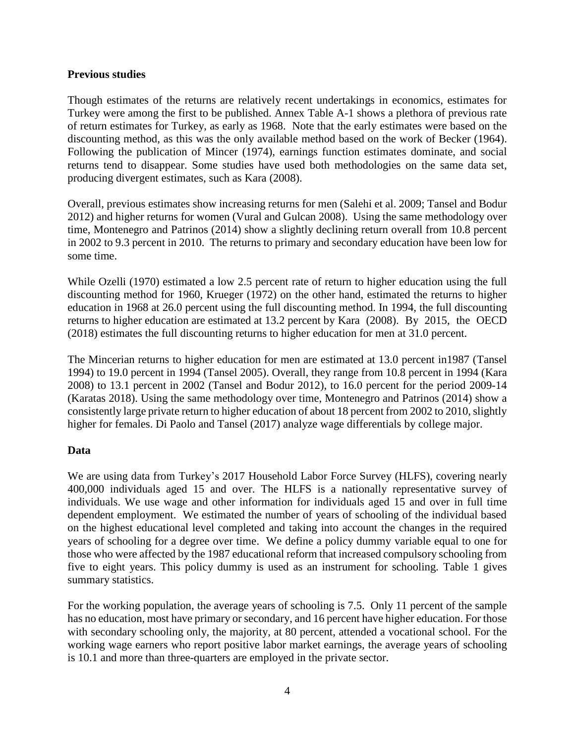**Previous studies**

Though estimates of the returns are relatively recent undertakings in economics, estimates for Turkey were among the first to be published. Annex Table A-1 shows a plethora of previous rate of return estimates for Turkey, as early as 1968. Note that the early estimates were based on the discounting method, as this was the only available method based on the work of Becker (1964). Following the publication of Mincer (1974), earnings function estimates dominate, and social returns tend to disappear. Some studies have used both methodologies on the same data set, producing divergent estimates, such as Kara (2008).

Overall, previous estimates show increasing returns for men (Salehi et al. 2009; Tansel and Bodur 2012) and higher returns for women (Vural and Gulcan 2008). Using the same methodology over time, Montenegro and Patrinos (2014) show a slightly declining return overall from 10.8 percent in 2002 to 9.3 percent in 2010. The returns to primary and secondary education have been low for some time.

While Ozelli (1970) estimated a low 2.5 percent rate of return to higher education using the full discounting method for 1960, Krueger (1972) on the other hand, estimated the returns to higher education in 1968 at 26.0 percent using the full discounting method. In 1994, the full discounting returns to higher education are estimated at 13.2 percent by Kara (2008). By 2015, the OECD (2018) estimates the full discounting returns to higher education for men at 31.0 percent.

The Mincerian returns to higher education for men are estimated at 13.0 percent in1987 (Tansel 1994) to 19.0 percent in 1994 (Tansel 2005). Overall, they range from 10.8 percent in 1994 (Kara 2008) to 13.1 percent in 2002 (Tansel and Bodur 2012), to 16.0 percent for the period 2009-14 (Karatas 2018). Using the same methodology over time, Montenegro and Patrinos (2014) show a consistently large private return to higher education of about 18 percent from 2002 to 2010, slightly higher for females. Di Paolo and Tansel (2017) analyze wage differentials by college major.

**Data**

We are using data from Turkey's 2017 Household Labor Force Survey (HLFS), covering nearly 400,000 individuals aged 15 and over. The HLFS is a nationally representative survey of individuals. We use wage and other information for individuals aged 15 and over in full time dependent employment. We estimated the number of years of schooling of the individual based on the highest educational level completed and taking into account the changes in the required years of schooling for a degree over time. We define a policy dummy variable equal to one for those who were affected by the 1987 educational reform that increased compulsory schooling from five to eight years. This policy dummy is used as an instrument for schooling. Table 1 gives summary statistics.

For the working population, the average years of schooling is 7.5. Only 11 percent of the sample has no education, most have primary or secondary, and 16 percent have higher education. For those with secondary schooling only, the majority, at 80 percent, attended a vocational school. For the working wage earners who report positive labor market earnings, the average years of schooling is 10.1 and more than three-quarters are employed in the private sector.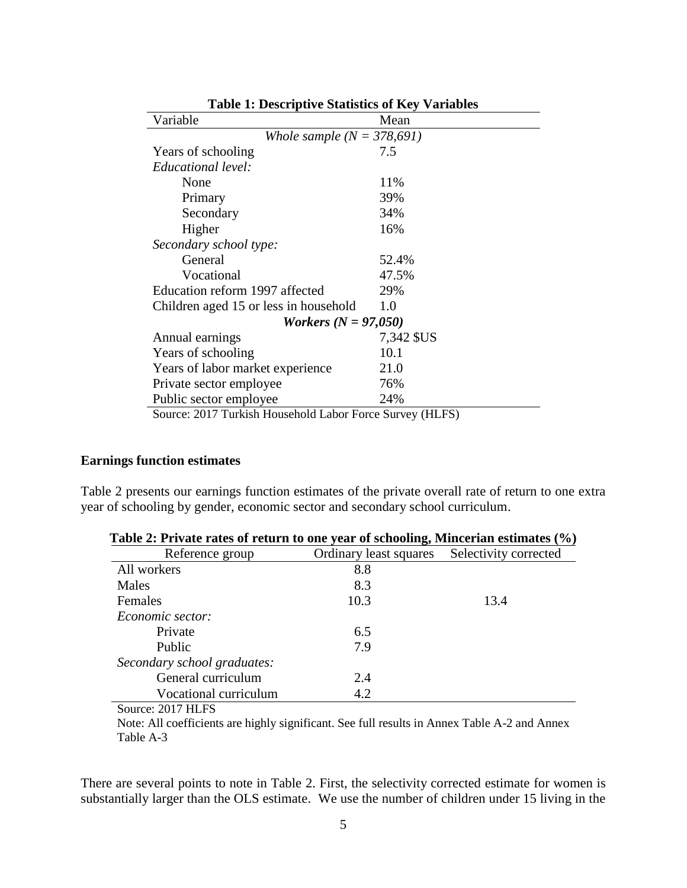**Table 1: Descriptive Statistics of Key Variables**

| Variable | Mean |
|---|---|
| *Whole sample (N = 378,691)* | |
| Years of schooling | 7.5 |
| *Educational level:* | |
| None | 11% |
| Primary | 39% |
| Secondary | 34% |
| Higher | 16% |
| *Secondary school type:* | |
| General | 52.4% |
| Vocational | 47.5% |
| Education reform 1997 affected | 29% |
| Children aged 15 or less in household | 1.0 |
| ***Workers (N = 97,050)*** | |
| Annual earnings | 7,342 $US |
| Years of schooling | 10.1 |
| Years of labor market experience | 21.0 |
| Private sector employee | 76% |
| Public sector employee | 24% |

Source: 2017 Turkish Household Labor Force Survey (HLFS)

### Earnings function estimates

Table 2 presents our earnings function estimates of the private overall rate of return to one extra year of schooling by gender, economic sector and secondary school curriculum.

**Table 2: Private rates of return to one year of schooling, Mincerian estimates (%)**

| Reference group | Ordinary least squares | Selectivity corrected |
|---|---|---|
| All workers | 8.8 | |
| Males | 8.3 | |
| Females | 10.3 | 13.4 |
| *Economic sector:* | | |
| Private | 6.5 | |
| Public | 7.9 | |
| *Secondary school graduates:* | | |
| General curriculum | 2.4 | |
| Vocational curriculum | 4.2 | |

Source: 2017 HLFS

Note: All coefficients are highly significant. See full results in Annex Table A-2 and Annex Table A-3

There are several points to note in Table 2. First, the selectivity corrected estimate for women is substantially larger than the OLS estimate. We use the number of children under 15 living in the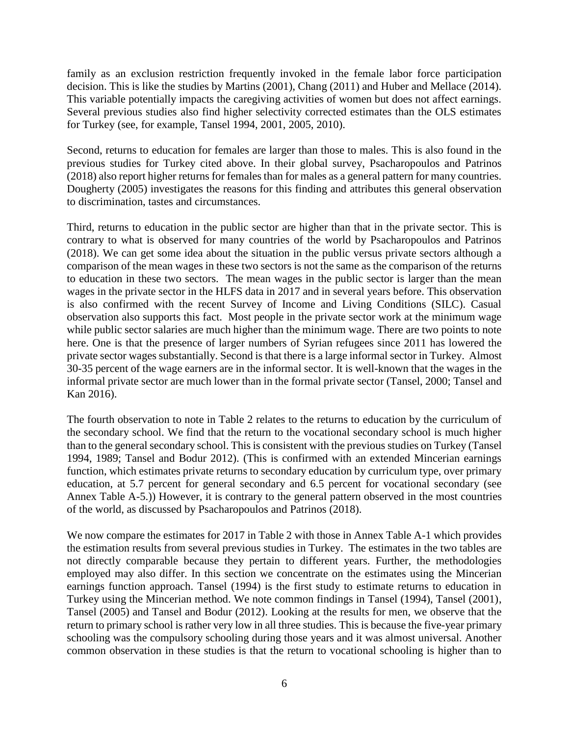family as an exclusion restriction frequently invoked in the female labor force participation decision. This is like the studies by Martins (2001), Chang (2011) and Huber and Mellace (2014). This variable potentially impacts the caregiving activities of women but does not affect earnings. Several previous studies also find higher selectivity corrected estimates than the OLS estimates for Turkey (see, for example, Tansel 1994, 2001, 2005, 2010).

Second, returns to education for females are larger than those to males. This is also found in the previous studies for Turkey cited above. In their global survey, Psacharopoulos and Patrinos (2018) also report higher returns for females than for males as a general pattern for many countries. Dougherty (2005) investigates the reasons for this finding and attributes this general observation to discrimination, tastes and circumstances.

Third, returns to education in the public sector are higher than that in the private sector. This is contrary to what is observed for many countries of the world by Psacharopoulos and Patrinos (2018). We can get some idea about the situation in the public versus private sectors although a comparison of the mean wages in these two sectors is not the same as the comparison of the returns to education in these two sectors. The mean wages in the public sector is larger than the mean wages in the private sector in the HLFS data in 2017 and in several years before. This observation is also confirmed with the recent Survey of Income and Living Conditions (SILC). Casual observation also supports this fact. Most people in the private sector work at the minimum wage while public sector salaries are much higher than the minimum wage. There are two points to note here. One is that the presence of larger numbers of Syrian refugees since 2011 has lowered the private sector wages substantially. Second is that there is a large informal sector in Turkey. Almost 30-35 percent of the wage earners are in the informal sector. It is well-known that the wages in the informal private sector are much lower than in the formal private sector (Tansel, 2000; Tansel and Kan 2016).

The fourth observation to note in Table 2 relates to the returns to education by the curriculum of the secondary school. We find that the return to the vocational secondary school is much higher than to the general secondary school. This is consistent with the previous studies on Turkey (Tansel 1994, 1989; Tansel and Bodur 2012). (This is confirmed with an extended Mincerian earnings function, which estimates private returns to secondary education by curriculum type, over primary education, at 5.7 percent for general secondary and 6.5 percent for vocational secondary (see Annex Table A-5.)) However, it is contrary to the general pattern observed in the most countries of the world, as discussed by Psacharopoulos and Patrinos (2018).

We now compare the estimates for 2017 in Table 2 with those in Annex Table A-1 which provides the estimation results from several previous studies in Turkey. The estimates in the two tables are not directly comparable because they pertain to different years. Further, the methodologies employed may also differ. In this section we concentrate on the estimates using the Mincerian earnings function approach. Tansel (1994) is the first study to estimate returns to education in Turkey using the Mincerian method. We note common findings in Tansel (1994), Tansel (2001), Tansel (2005) and Tansel and Bodur (2012). Looking at the results for men, we observe that the return to primary school is rather very low in all three studies. This is because the five-year primary schooling was the compulsory schooling during those years and it was almost universal. Another common observation in these studies is that the return to vocational schooling is higher than to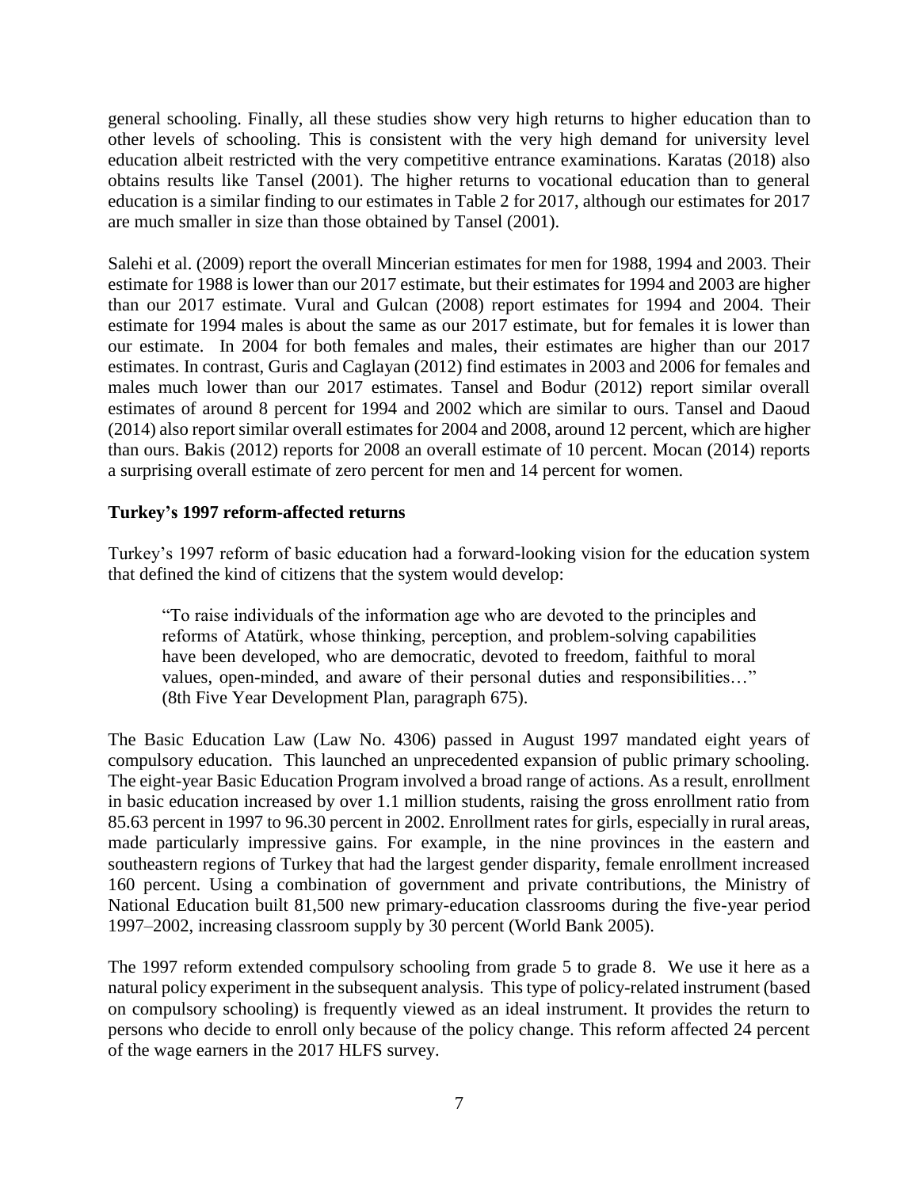general schooling. Finally, all these studies show very high returns to higher education than to other levels of schooling. This is consistent with the very high demand for university level education albeit restricted with the very competitive entrance examinations. Karatas (2018) also obtains results like Tansel (2001). The higher returns to vocational education than to general education is a similar finding to our estimates in Table 2 for 2017, although our estimates for 2017 are much smaller in size than those obtained by Tansel (2001).

Salehi et al. (2009) report the overall Mincerian estimates for men for 1988, 1994 and 2003. Their estimate for 1988 is lower than our 2017 estimate, but their estimates for 1994 and 2003 are higher than our 2017 estimate. Vural and Gulcan (2008) report estimates for 1994 and 2004. Their estimate for 1994 males is about the same as our 2017 estimate, but for females it is lower than our estimate. In 2004 for both females and males, their estimates are higher than our 2017 estimates. In contrast, Guris and Caglayan (2012) find estimates in 2003 and 2006 for females and males much lower than our 2017 estimates. Tansel and Bodur (2012) report similar overall estimates of around 8 percent for 1994 and 2002 which are similar to ours. Tansel and Daoud (2014) also report similar overall estimates for 2004 and 2008, around 12 percent, which are higher than ours. Bakis (2012) reports for 2008 an overall estimate of 10 percent. Mocan (2014) reports a surprising overall estimate of zero percent for men and 14 percent for women.

### Turkey's 1997 reform-affected returns

Turkey's 1997 reform of basic education had a forward-looking vision for the education system that defined the kind of citizens that the system would develop:

> "To raise individuals of the information age who are devoted to the principles and reforms of Atatürk, whose thinking, perception, and problem-solving capabilities have been developed, who are democratic, devoted to freedom, faithful to moral values, open-minded, and aware of their personal duties and responsibilities…" (8th Five Year Development Plan, paragraph 675).

The Basic Education Law (Law No. 4306) passed in August 1997 mandated eight years of compulsory education. This launched an unprecedented expansion of public primary schooling. The eight-year Basic Education Program involved a broad range of actions. As a result, enrollment in basic education increased by over 1.1 million students, raising the gross enrollment ratio from 85.63 percent in 1997 to 96.30 percent in 2002. Enrollment rates for girls, especially in rural areas, made particularly impressive gains. For example, in the nine provinces in the eastern and southeastern regions of Turkey that had the largest gender disparity, female enrollment increased 160 percent. Using a combination of government and private contributions, the Ministry of National Education built 81,500 new primary-education classrooms during the five-year period 1997–2002, increasing classroom supply by 30 percent (World Bank 2005).

The 1997 reform extended compulsory schooling from grade 5 to grade 8. We use it here as a natural policy experiment in the subsequent analysis. This type of policy-related instrument (based on compulsory schooling) is frequently viewed as an ideal instrument. It provides the return to persons who decide to enroll only because of the policy change. This reform affected 24 percent of the wage earners in the 2017 HLFS survey.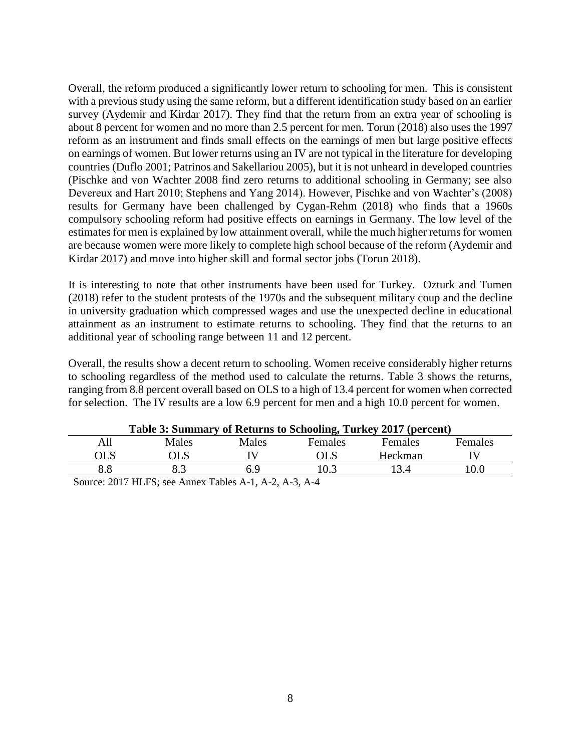Overall, the reform produced a significantly lower return to schooling for men. This is consistent with a previous study using the same reform, but a different identification study based on an earlier survey (Aydemir and Kirdar 2017). They find that the return from an extra year of schooling is about 8 percent for women and no more than 2.5 percent for men. Torun (2018) also uses the 1997 reform as an instrument and finds small effects on the earnings of men but large positive effects on earnings of women. But lower returns using an IV are not typical in the literature for developing countries (Duflo 2001; Patrinos and Sakellariou 2005), but it is not unheard in developed countries (Pischke and von Wachter 2008 find zero returns to additional schooling in Germany; see also Devereux and Hart 2010; Stephens and Yang 2014). However, Pischke and von Wachter's (2008) results for Germany have been challenged by Cygan-Rehm (2018) who finds that a 1960s compulsory schooling reform had positive effects on earnings in Germany. The low level of the estimates for men is explained by low attainment overall, while the much higher returns for women are because women were more likely to complete high school because of the reform (Aydemir and Kirdar 2017) and move into higher skill and formal sector jobs (Torun 2018).

It is interesting to note that other instruments have been used for Turkey. Ozturk and Tumen (2018) refer to the student protests of the 1970s and the subsequent military coup and the decline in university graduation which compressed wages and use the unexpected decline in educational attainment as an instrument to estimate returns to schooling. They find that the returns to an additional year of schooling range between 11 and 12 percent.

Overall, the results show a decent return to schooling. Women receive considerably higher returns to schooling regardless of the method used to calculate the returns. Table 3 shows the returns, ranging from 8.8 percent overall based on OLS to a high of 13.4 percent for women when corrected for selection. The IV results are a low 6.9 percent for men and a high 10.0 percent for women.

**Table 3: Summary of Returns to Schooling, Turkey 2017 (percent)**

| All | Males | Males | Females | Females | Females |
|---|---|---|---|---|---|
| OLS | OLS | IV | OLS | Heckman | IV |
| 8.8 | 8.3 | 6.9 | 10.3 | 13.4 | 10.0 |

Source: 2017 HLFS; see Annex Tables A-1, A-2, A-3, A-4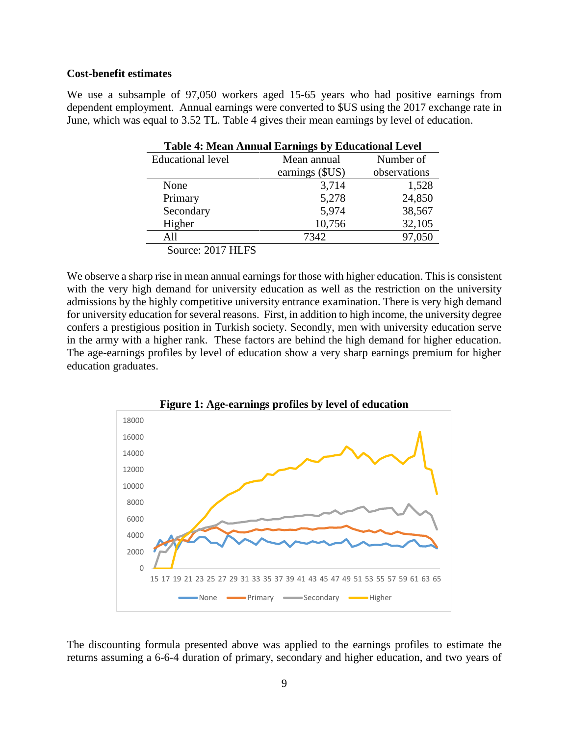**Cost-benefit estimates**

We use a subsample of 97,050 workers aged 15-65 years who had positive earnings from dependent employment. Annual earnings were converted to $US using the 2017 exchange rate in June, which was equal to 3.52 TL. Table 4 gives their mean earnings by level of education.

**Table 4: Mean Annual Earnings by Educational Level**

| Educational level | Mean annual earnings ($US) | Number of observations |
|---|---|---|
| None | 3,714 | 1,528 |
| Primary | 5,278 | 24,850 |
| Secondary | 5,974 | 38,567 |
| Higher | 10,756 | 32,105 |
| All | 7342 | 97,050 |

Source: 2017 HLFS

We observe a sharp rise in mean annual earnings for those with higher education. This is consistent with the very high demand for university education as well as the restriction on the university admissions by the highly competitive university entrance examination. There is very high demand for university education for several reasons. First, in addition to high income, the university degree confers a prestigious position in Turkish society. Secondly, men with university education serve in the army with a higher rank. These factors are behind the high demand for higher education. The age-earnings profiles by level of education show a very sharp earnings premium for higher education graduates.

**Figure 1: Age-earnings profiles by level of education**

The discounting formula presented above was applied to the earnings profiles to estimate the returns assuming a 6-6-4 duration of primary, secondary and higher education, and two years of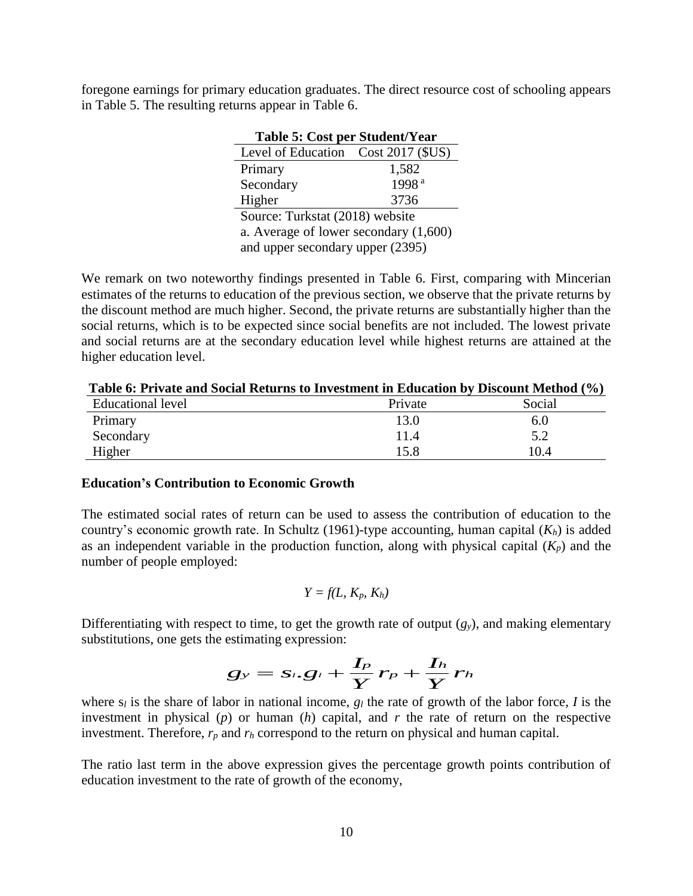foregone earnings for primary education graduates. The direct resource cost of schooling appears in Table 5. The resulting returns appear in Table 6.

**Table 5: Cost per Student/Year**

| Level of Education | Cost 2017 ($US) |
|---|---|
| Primary | 1,582 |
| Secondary | 1998 [a] |
| Higher | 3736 |

Source: Turkstat (2018) website
a. Average of lower secondary (1,600) and upper secondary upper (2395)

We remark on two noteworthy findings presented in Table 6. First, comparing with Mincerian estimates of the returns to education of the previous section, we observe that the private returns by the discount method are much higher. Second, the private returns are substantially higher than the social returns, which is to be expected since social benefits are not included. The lowest private and social returns are at the secondary education level while highest returns are attained at the higher education level.

**Table 6: Private and Social Returns to Investment in Education by Discount Method (%)**

| Educational level | Private | Social |
|---|---|---|
| Primary | 13.0 | 6.0 |
| Secondary | 11.4 | 5.2 |
| Higher | 15.8 | 10.4 |

**Education's Contribution to Economic Growth**

The estimated social rates of return can be used to assess the contribution of education to the country's economic growth rate. In Schultz (1961)-type accounting, human capital ($K_h$) is added as an independent variable in the production function, along with physical capital ($K_p$) and the number of people employed:

$$Y = f(L, K_p, K_h)$$

Differentiating with respect to time, to get the growth rate of output ($g_y$), and making elementary substitutions, one gets the estimating expression:

$$g_y = s_l . g_l + \frac{I_p}{Y} r_p + \frac{I_h}{Y} r_h$$

where $s_l$ is the share of labor in national income, $g_l$ the rate of growth of the labor force, $I$ is the investment in physical ($p$) or human ($h$) capital, and $r$ the rate of return on the respective investment. Therefore, $r_p$ and $r_h$ correspond to the return on physical and human capital.

The ratio last term in the above expression gives the percentage growth points contribution of education investment to the rate of growth of the economy,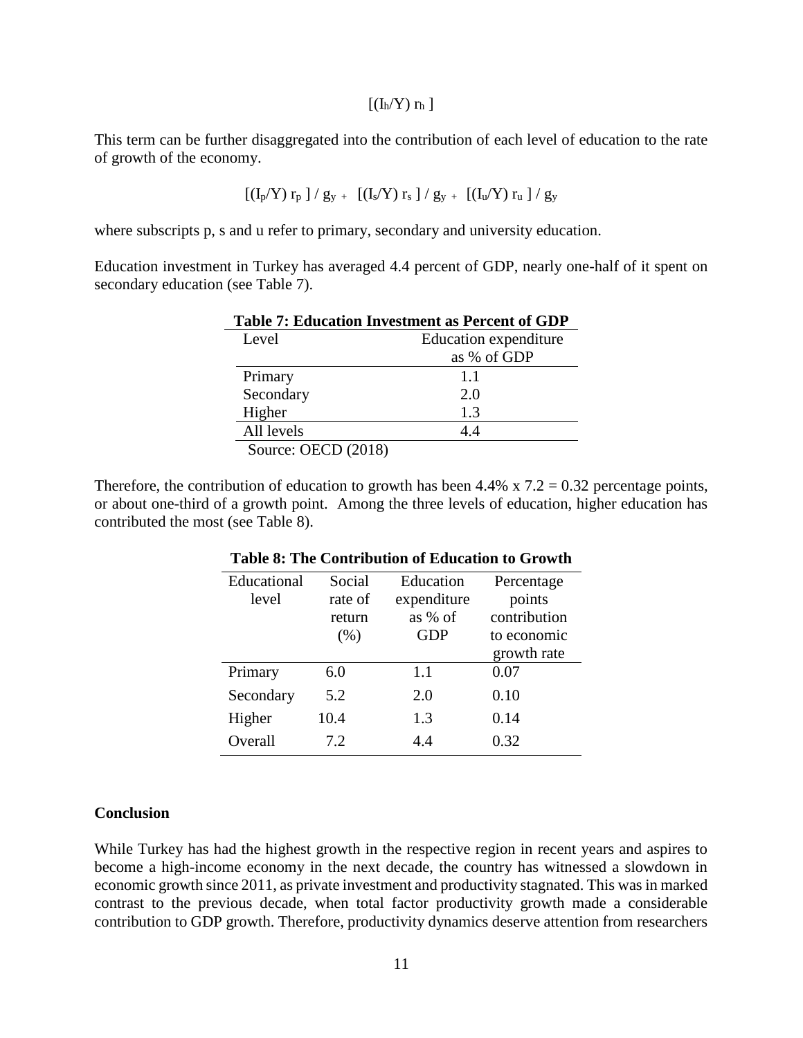$$[(I_h/Y)\ r_h\ ]$$

This term can be further disaggregated into the contribution of each level of education to the rate of growth of the economy.

$$[(I_p/Y)\ r_p\ ]\ /\ g_y\ +\ \ [(I_s/Y)\ r_s\ ]\ /\ g_y\ +\ \ [(I_u/Y)\ r_u\ ]\ /\ g_y$$

where subscripts p, s and u refer to primary, secondary and university education.

Education investment in Turkey has averaged 4.4 percent of GDP, nearly one-half of it spent on secondary education (see Table 7).

**Table 7: Education Investment as Percent of GDP**

| Level | Education expenditure as % of GDP |
| --- | --- |
| Primary | 1.1 |
| Secondary | 2.0 |
| Higher | 1.3 |
| All levels | 4.4 |

Source: OECD (2018)

Therefore, the contribution of education to growth has been 4.4% x 7.2 = 0.32 percentage points, or about one-third of a growth point. Among the three levels of education, higher education has contributed the most (see Table 8).

**Table 8: The Contribution of Education to Growth**

| Educational level | Social rate of return (%) | Education expenditure as % of GDP | Percentage points contribution to economic growth rate |
| --- | --- | --- | --- |
| Primary | 6.0 | 1.1 | 0.07 |
| Secondary | 5.2 | 2.0 | 0.10 |
| Higher | 10.4 | 1.3 | 0.14 |
| Overall | 7.2 | 4.4 | 0.32 |

## Conclusion

While Turkey has had the highest growth in the respective region in recent years and aspires to become a high-income economy in the next decade, the country has witnessed a slowdown in economic growth since 2011, as private investment and productivity stagnated. This was in marked contrast to the previous decade, when total factor productivity growth made a considerable contribution to GDP growth. Therefore, productivity dynamics deserve attention from researchers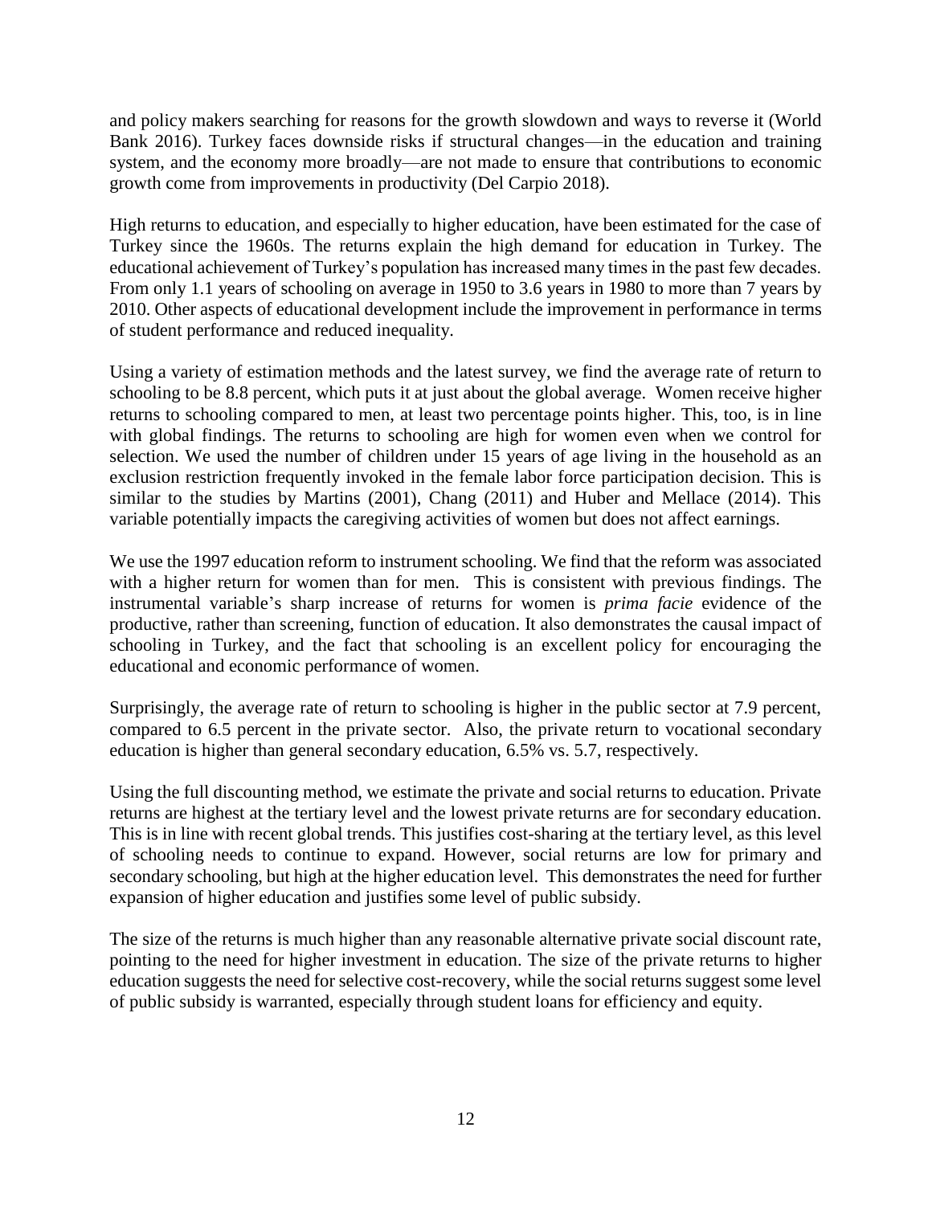and policy makers searching for reasons for the growth slowdown and ways to reverse it (World Bank 2016). Turkey faces downside risks if structural changes—in the education and training system, and the economy more broadly—are not made to ensure that contributions to economic growth come from improvements in productivity (Del Carpio 2018).

High returns to education, and especially to higher education, have been estimated for the case of Turkey since the 1960s. The returns explain the high demand for education in Turkey. The educational achievement of Turkey's population has increased many times in the past few decades. From only 1.1 years of schooling on average in 1950 to 3.6 years in 1980 to more than 7 years by 2010. Other aspects of educational development include the improvement in performance in terms of student performance and reduced inequality.

Using a variety of estimation methods and the latest survey, we find the average rate of return to schooling to be 8.8 percent, which puts it at just about the global average. Women receive higher returns to schooling compared to men, at least two percentage points higher. This, too, is in line with global findings. The returns to schooling are high for women even when we control for selection. We used the number of children under 15 years of age living in the household as an exclusion restriction frequently invoked in the female labor force participation decision. This is similar to the studies by Martins (2001), Chang (2011) and Huber and Mellace (2014). This variable potentially impacts the caregiving activities of women but does not affect earnings.

We use the 1997 education reform to instrument schooling. We find that the reform was associated with a higher return for women than for men. This is consistent with previous findings. The instrumental variable's sharp increase of returns for women is *prima facie* evidence of the productive, rather than screening, function of education. It also demonstrates the causal impact of schooling in Turkey, and the fact that schooling is an excellent policy for encouraging the educational and economic performance of women.

Surprisingly, the average rate of return to schooling is higher in the public sector at 7.9 percent, compared to 6.5 percent in the private sector. Also, the private return to vocational secondary education is higher than general secondary education, 6.5% vs. 5.7, respectively.

Using the full discounting method, we estimate the private and social returns to education. Private returns are highest at the tertiary level and the lowest private returns are for secondary education. This is in line with recent global trends. This justifies cost-sharing at the tertiary level, as this level of schooling needs to continue to expand. However, social returns are low for primary and secondary schooling, but high at the higher education level. This demonstrates the need for further expansion of higher education and justifies some level of public subsidy.

The size of the returns is much higher than any reasonable alternative private social discount rate, pointing to the need for higher investment in education. The size of the private returns to higher education suggests the need for selective cost-recovery, while the social returns suggest some level of public subsidy is warranted, especially through student loans for efficiency and equity.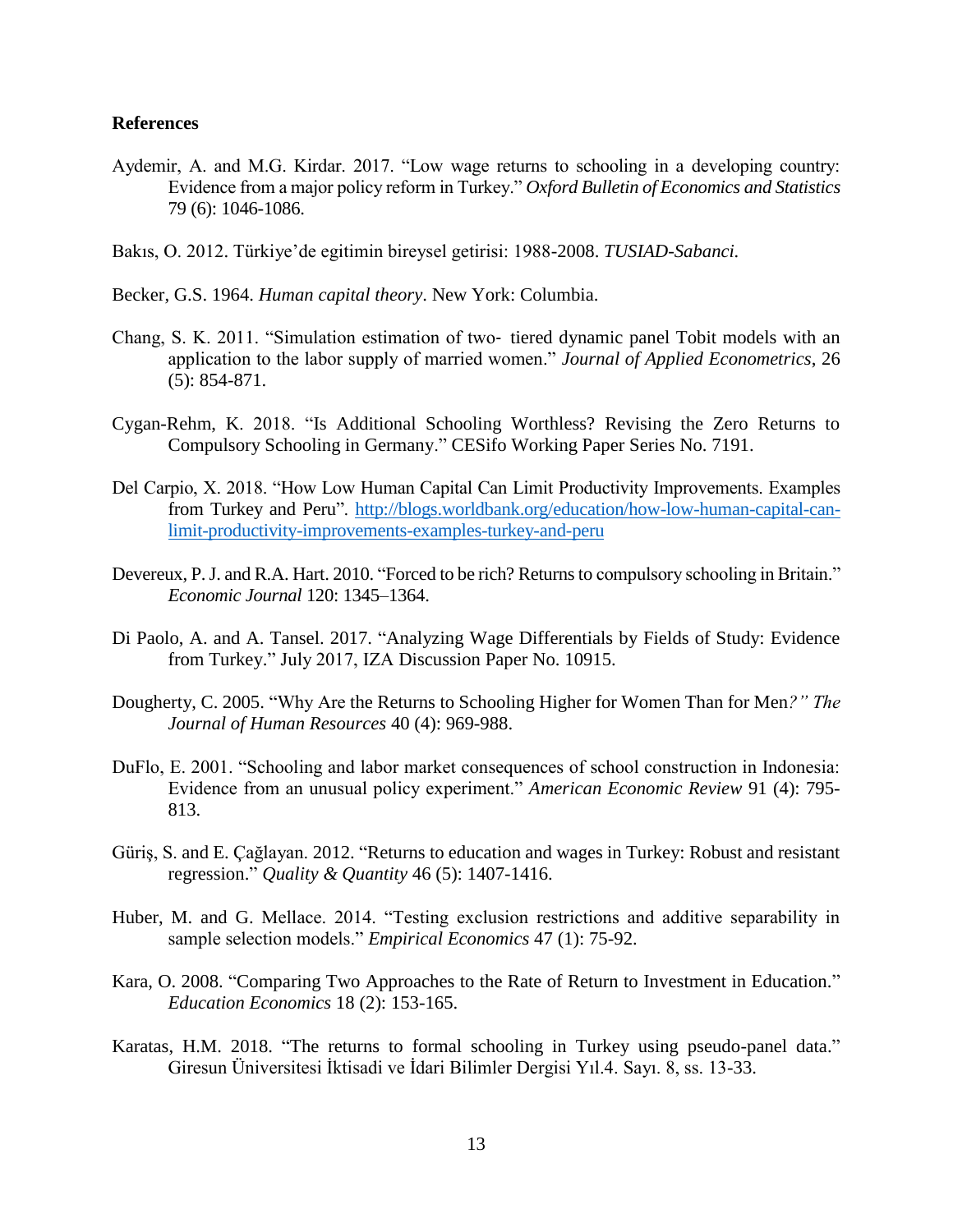## References

Aydemir, A. and M.G. Kirdar. 2017. "Low wage returns to schooling in a developing country: Evidence from a major policy reform in Turkey." *Oxford Bulletin of Economics and Statistics* 79 (6): 1046-1086.

Bakıs, O. 2012. Türkiye'de egitimin bireysel getirisi: 1988-2008. *TUSIAD-Sabanci*.

Becker, G.S. 1964. *Human capital theory*. New York: Columbia.

Chang, S. K. 2011. "Simulation estimation of two- tiered dynamic panel Tobit models with an application to the labor supply of married women." *Journal of Applied Econometrics*, 26 (5): 854-871.

Cygan-Rehm, K. 2018. "Is Additional Schooling Worthless? Revising the Zero Returns to Compulsory Schooling in Germany." CESifo Working Paper Series No. 7191.

Del Carpio, X. 2018. "How Low Human Capital Can Limit Productivity Improvements. Examples from Turkey and Peru". http://blogs.worldbank.org/education/how-low-human-capital-can-limit-productivity-improvements-examples-turkey-and-peru

Devereux, P. J. and R.A. Hart. 2010. "Forced to be rich? Returns to compulsory schooling in Britain." *Economic Journal* 120: 1345–1364.

Di Paolo, A. and A. Tansel. 2017. "Analyzing Wage Differentials by Fields of Study: Evidence from Turkey." July 2017, IZA Discussion Paper No. 10915.

Dougherty, C. 2005. "Why Are the Returns to Schooling Higher for Women Than for Men*?" The Journal of Human Resources* 40 (4): 969-988.

DuFlo, E. 2001. "Schooling and labor market consequences of school construction in Indonesia: Evidence from an unusual policy experiment." *American Economic Review* 91 (4): 795-813.

Güriş, S. and E. Çağlayan. 2012. "Returns to education and wages in Turkey: Robust and resistant regression." *Quality & Quantity* 46 (5): 1407-1416.

Huber, M. and G. Mellace. 2014. "Testing exclusion restrictions and additive separability in sample selection models." *Empirical Economics* 47 (1): 75-92.

Kara, O. 2008. "Comparing Two Approaches to the Rate of Return to Investment in Education." *Education Economics* 18 (2): 153-165.

Karatas, H.M. 2018. "The returns to formal schooling in Turkey using pseudo-panel data." Giresun Üniversitesi İktisadi ve İdari Bilimler Dergisi Yıl.4. Sayı. 8, ss. 13-33.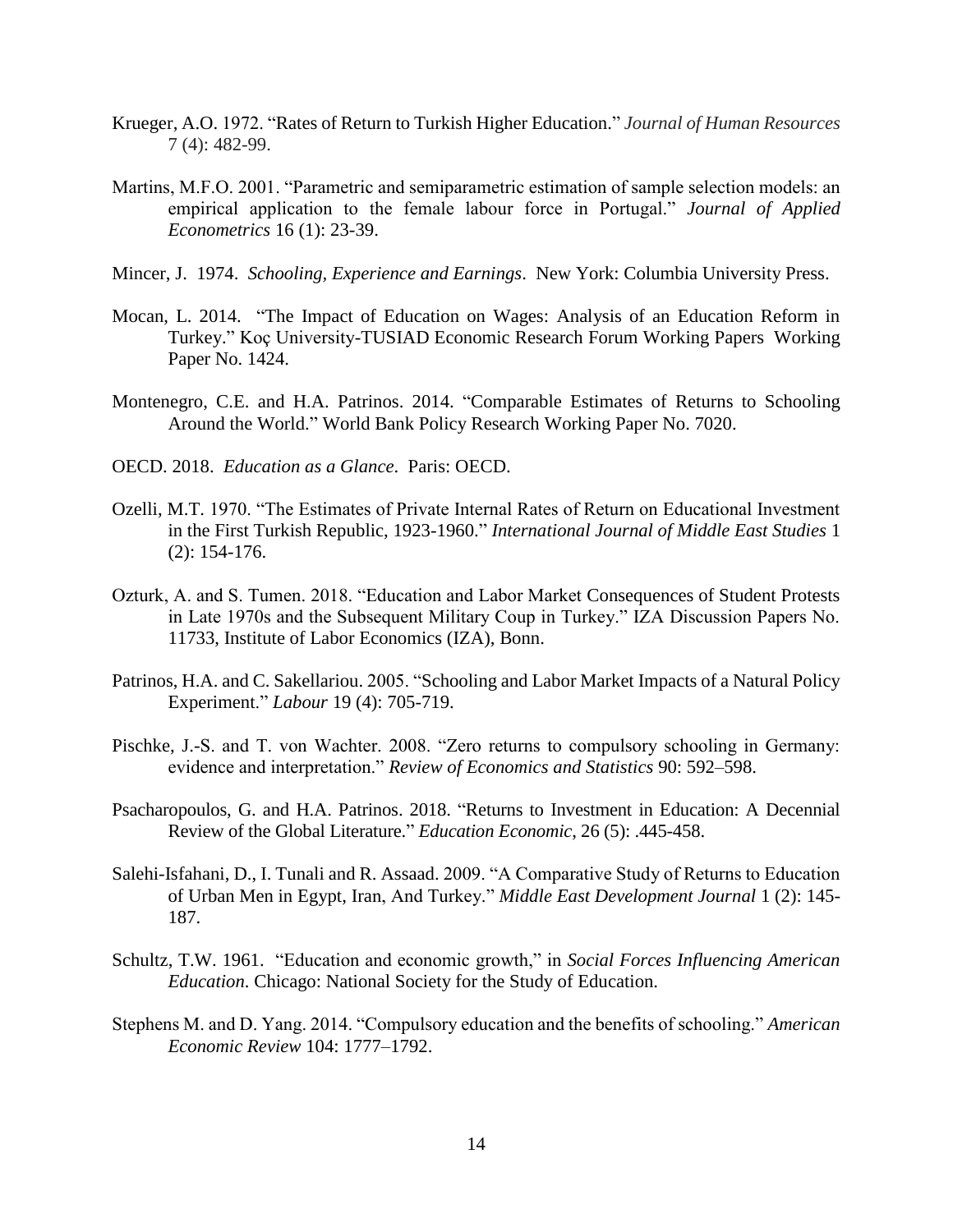Krueger, A.O. 1972. "Rates of Return to Turkish Higher Education." *Journal of Human Resources* 7 (4): 482-99.

Martins, M.F.O. 2001. "Parametric and semiparametric estimation of sample selection models: an empirical application to the female labour force in Portugal." *Journal of Applied Econometrics* 16 (1): 23-39.

Mincer, J. 1974. *Schooling, Experience and Earnings*. New York: Columbia University Press.

Mocan, L. 2014. "The Impact of Education on Wages: Analysis of an Education Reform in Turkey." Koç University-TUSIAD Economic Research Forum Working Papers Working Paper No. 1424.

Montenegro, C.E. and H.A. Patrinos. 2014. "Comparable Estimates of Returns to Schooling Around the World." World Bank Policy Research Working Paper No. 7020.

OECD. 2018. *Education as a Glance*. Paris: OECD.

Ozelli, M.T. 1970. "The Estimates of Private Internal Rates of Return on Educational Investment in the First Turkish Republic, 1923-1960." *International Journal of Middle East Studies* 1 (2): 154-176.

Ozturk, A. and S. Tumen. 2018. "Education and Labor Market Consequences of Student Protests in Late 1970s and the Subsequent Military Coup in Turkey." IZA Discussion Papers No. 11733, Institute of Labor Economics (IZA), Bonn.

Patrinos, H.A. and C. Sakellariou. 2005. "Schooling and Labor Market Impacts of a Natural Policy Experiment." *Labour* 19 (4): 705-719.

Pischke, J.-S. and T. von Wachter. 2008. "Zero returns to compulsory schooling in Germany: evidence and interpretation." *Review of Economics and Statistics* 90: 592–598.

Psacharopoulos, G. and H.A. Patrinos. 2018. "Returns to Investment in Education: A Decennial Review of the Global Literature." *Education Economic*, 26 (5): .445-458.

Salehi-Isfahani, D., I. Tunali and R. Assaad. 2009. "A Comparative Study of Returns to Education of Urban Men in Egypt, Iran, And Turkey." *Middle East Development Journal* 1 (2): 145-187.

Schultz, T.W. 1961. "Education and economic growth," in *Social Forces Influencing American Education*. Chicago: National Society for the Study of Education.

Stephens M. and D. Yang. 2014. "Compulsory education and the benefits of schooling." *American Economic Review* 104: 1777–1792.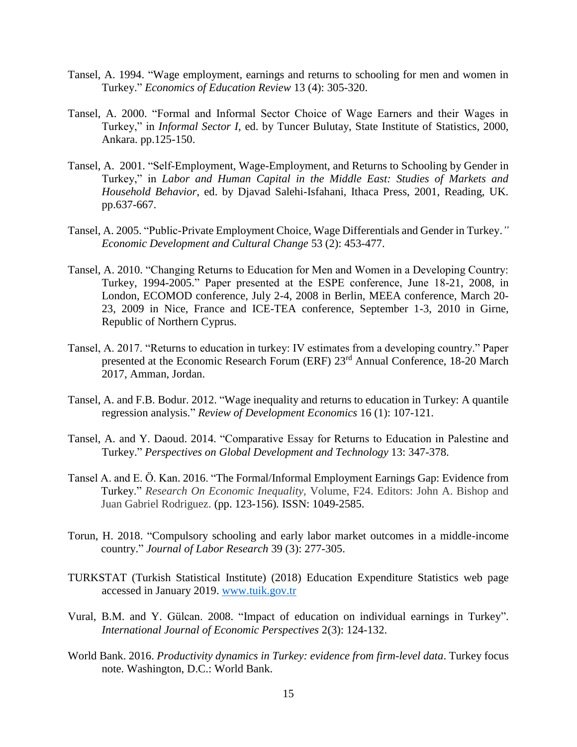Tansel, A. 1994. "Wage employment, earnings and returns to schooling for men and women in Turkey." *Economics of Education Review* 13 (4): 305-320.

Tansel, A. 2000. "Formal and Informal Sector Choice of Wage Earners and their Wages in Turkey," in *Informal Sector I*, ed. by Tuncer Bulutay, State Institute of Statistics, 2000, Ankara. pp.125-150.

Tansel, A. 2001. "Self-Employment, Wage-Employment, and Returns to Schooling by Gender in Turkey," in *Labor and Human Capital in the Middle East: Studies of Markets and Household Behavior*, ed. by Djavad Salehi-Isfahani, Ithaca Press, 2001, Reading, UK. pp.637-667.

Tansel, A. 2005. "Public-Private Employment Choice, Wage Differentials and Gender in Turkey." *Economic Development and Cultural Change* 53 (2): 453-477.

Tansel, A. 2010. "Changing Returns to Education for Men and Women in a Developing Country: Turkey, 1994-2005." Paper presented at the ESPE conference, June 18-21, 2008, in London, ECOMOD conference, July 2-4, 2008 in Berlin, MEEA conference, March 20-23, 2009 in Nice, France and ICE-TEA conference, September 1-3, 2010 in Girne, Republic of Northern Cyprus.

Tansel, A. 2017. "Returns to education in turkey: IV estimates from a developing country." Paper presented at the Economic Research Forum (ERF) 23rd Annual Conference, 18-20 March 2017, Amman, Jordan.

Tansel, A. and F.B. Bodur. 2012. "Wage inequality and returns to education in Turkey: A quantile regression analysis." *Review of Development Economics* 16 (1): 107-121.

Tansel, A. and Y. Daoud. 2014. "Comparative Essay for Returns to Education in Palestine and Turkey." *Perspectives on Global Development and Technology* 13: 347-378.

Tansel A. and E. Ö. Kan. 2016. "The Formal/Informal Employment Earnings Gap: Evidence from Turkey." *Research On Economic Inequality*, Volume, F24. Editors: John A. Bishop and Juan Gabriel Rodriguez. (pp. 123-156). ISSN: 1049-2585.

Torun, H. 2018. "Compulsory schooling and early labor market outcomes in a middle-income country." *Journal of Labor Research* 39 (3): 277-305.

TURKSTAT (Turkish Statistical Institute) (2018) Education Expenditure Statistics web page accessed in January 2019. www.tuik.gov.tr

Vural, B.M. and Y. Gülcan. 2008. "Impact of education on individual earnings in Turkey". *International Journal of Economic Perspectives* 2(3): 124-132.

World Bank. 2016. *Productivity dynamics in Turkey: evidence from firm-level data*. Turkey focus note. Washington, D.C.: World Bank.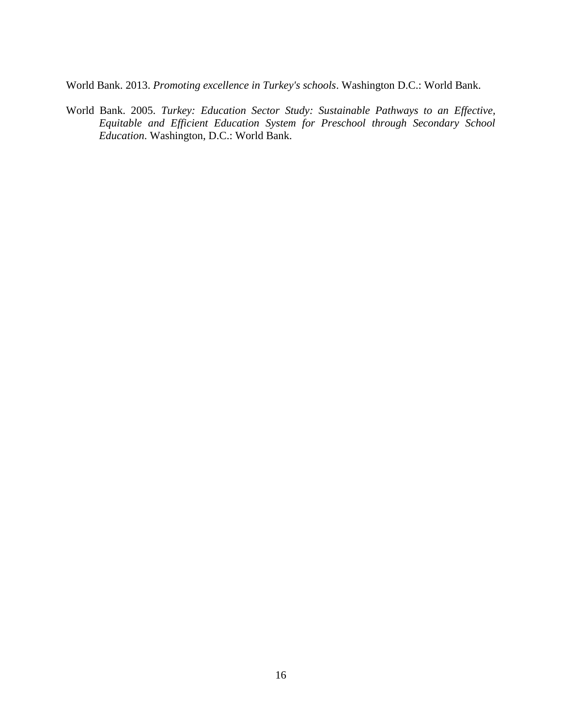World Bank. 2013. *Promoting excellence in Turkey's schools*. Washington D.C.: World Bank.

World Bank. 2005. *Turkey: Education Sector Study: Sustainable Pathways to an Effective, Equitable and Efficient Education System for Preschool through Secondary School Education*. Washington, D.C.: World Bank.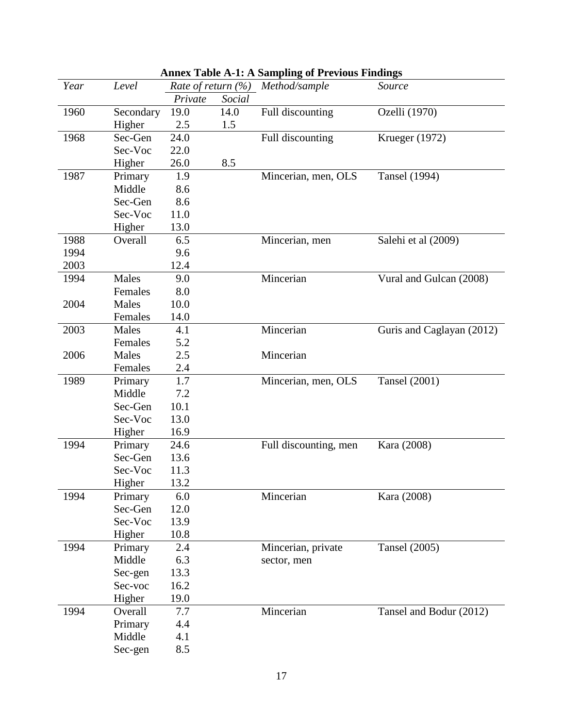**Annex Table A-1: A Sampling of Previous Findings**

| *Year* | *Level* | *Rate of return (%)* | | *Method/sample* | *Source* |
|---|---|---|---|---|---|
| | | *Private* | *Social* | | |
| 1960 | Secondary | 19.0 | 14.0 | Full discounting | Ozelli (1970) |
| | Higher | 2.5 | 1.5 | | |
| 1968 | Sec-Gen | 24.0 | | Full discounting | Krueger (1972) |
| | Sec-Voc | 22.0 | | | |
| | Higher | 26.0 | 8.5 | | |
| 1987 | Primary | 1.9 | | Mincerian, men, OLS | Tansel (1994) |
| | Middle | 8.6 | | | |
| | Sec-Gen | 8.6 | | | |
| | Sec-Voc | 11.0 | | | |
| | Higher | 13.0 | | | |
| 1988 | Overall | 6.5 | | Mincerian, men | Salehi et al (2009) |
| 1994 | | 9.6 | | | |
| 2003 | | 12.4 | | | |
| 1994 | Males | 9.0 | | Mincerian | Vural and Gulcan (2008) |
| | Females | 8.0 | | | |
| 2004 | Males | 10.0 | | | |
| | Females | 14.0 | | | |
| 2003 | Males | 4.1 | | Mincerian | Guris and Caglayan (2012) |
| | Females | 5.2 | | | |
| 2006 | Males | 2.5 | | Mincerian | |
| | Females | 2.4 | | | |
| 1989 | Primary | 1.7 | | Mincerian, men, OLS | Tansel (2001) |
| | Middle | 7.2 | | | |
| | Sec-Gen | 10.1 | | | |
| | Sec-Voc | 13.0 | | | |
| | Higher | 16.9 | | | |
| 1994 | Primary | 24.6 | | Full discounting, men | Kara (2008) |
| | Sec-Gen | 13.6 | | | |
| | Sec-Voc | 11.3 | | | |
| | Higher | 13.2 | | | |
| 1994 | Primary | 6.0 | | Mincerian | Kara (2008) |
| | Sec-Gen | 12.0 | | | |
| | Sec-Voc | 13.9 | | | |
| | Higher | 10.8 | | | |
| 1994 | Primary | 2.4 | | Mincerian, private sector, men | Tansel (2005) |
| | Middle | 6.3 | | | |
| | Sec-gen | 13.3 | | | |
| | Sec-voc | 16.2 | | | |
| | Higher | 19.0 | | | |
| 1994 | Overall | 7.7 | | Mincerian | Tansel and Bodur (2012) |
| | Primary | 4.4 | | | |
| | Middle | 4.1 | | | |
| | Sec-gen | 8.5 | | | |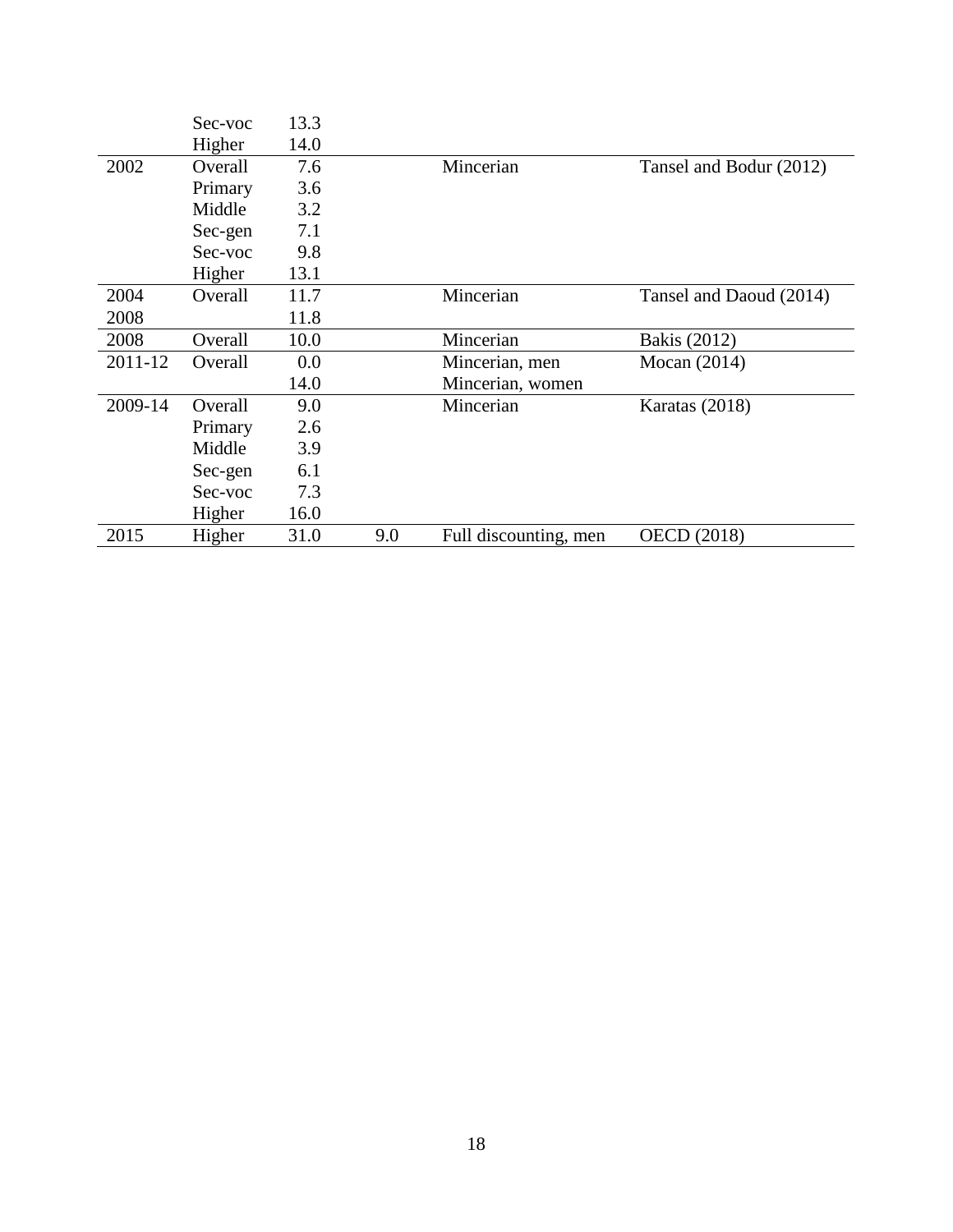|  |  |  |  |  |  |
|---|---|---|---|---|---|
|  | Sec-voc | 13.3 |  |  |  |
|  | Higher | 14.0 |  |  |  |
| 2002 | Overall | 7.6 |  | Mincerian | Tansel and Bodur (2012) |
|  | Primary | 3.6 |  |  |  |
|  | Middle | 3.2 |  |  |  |
|  | Sec-gen | 7.1 |  |  |  |
|  | Sec-voc | 9.8 |  |  |  |
|  | Higher | 13.1 |  |  |  |
| 2004 | Overall | 11.7 |  | Mincerian | Tansel and Daoud (2014) |
| 2008 |  | 11.8 |  |  |  |
| 2008 | Overall | 10.0 |  | Mincerian | Bakis (2012) |
| 2011-12 | Overall | 0.0 |  | Mincerian, men | Mocan (2014) |
|  |  | 14.0 |  | Mincerian, women |  |
| 2009-14 | Overall | 9.0 |  | Mincerian | Karatas (2018) |
|  | Primary | 2.6 |  |  |  |
|  | Middle | 3.9 |  |  |  |
|  | Sec-gen | 6.1 |  |  |  |
|  | Sec-voc | 7.3 |  |  |  |
|  | Higher | 16.0 |  |  |  |
| 2015 | Higher | 31.0 | 9.0 | Full discounting, men | OECD (2018) |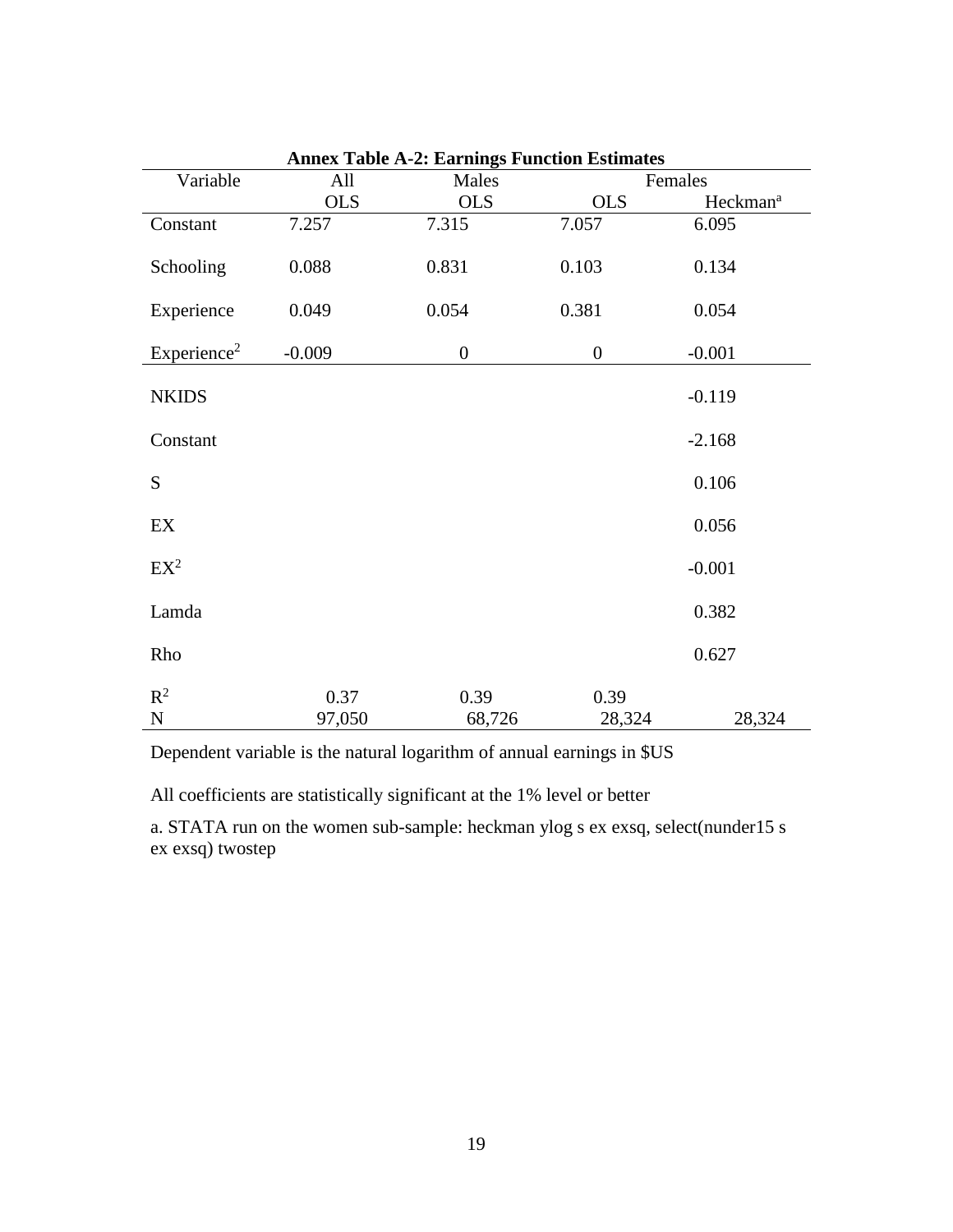**Annex Table A-2: Earnings Function Estimates**

| Variable | All | Males | Females | |
|---|---|---|---|---|
| | OLS | OLS | OLS | Heckman[a] |
| Constant | 7.257 | 7.315 | 7.057 | 6.095 |
| Schooling | 0.088 | 0.831 | 0.103 | 0.134 |
| Experience | 0.049 | 0.054 | 0.381 | 0.054 |
| Experience$^2$ | -0.009 | 0 | 0 | -0.001 |
| NKIDS | | | | -0.119 |
| Constant | | | | -2.168 |
| S | | | | 0.106 |
| EX | | | | 0.056 |
| EX$^2$ | | | | -0.001 |
| Lamda | | | | 0.382 |
| Rho | | | | 0.627 |
| $R^2$ | 0.37 | 0.39 | 0.39 | |
| N | 97,050 | 68,726 | 28,324 | 28,324 |

Dependent variable is the natural logarithm of annual earnings in $US

All coefficients are statistically significant at the 1% level or better

a. STATA run on the women sub-sample: heckman ylog s ex exsq, select(nunder15 s ex exsq) twostep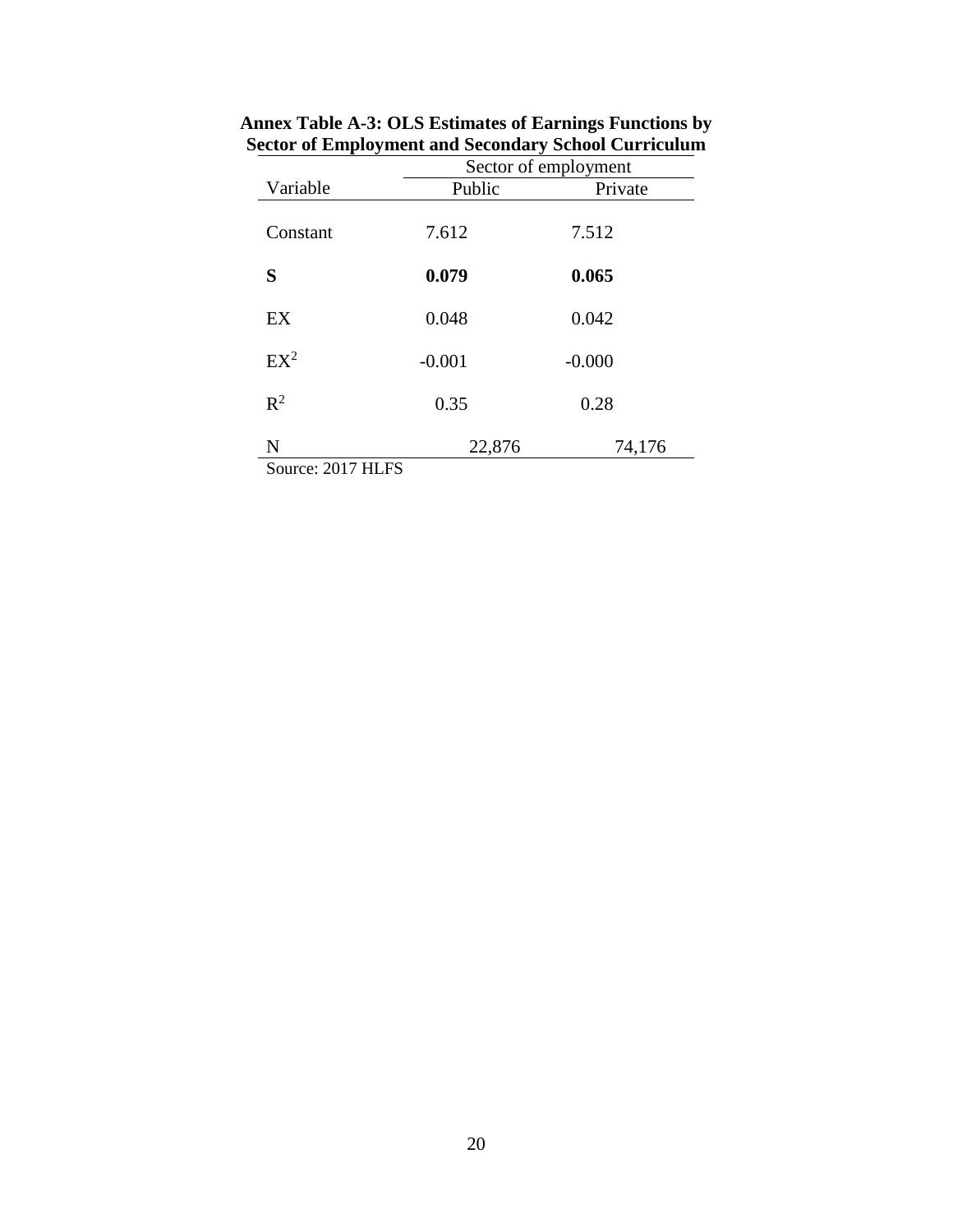**Annex Table A-3: OLS Estimates of Earnings Functions by Sector of Employment and Secondary School Curriculum**

| | Sector of employment | |
|---|---|---|
| Variable | Public | Private |
| Constant | 7.612 | 7.512 |
| **S** | **0.079** | **0.065** |
| EX | 0.048 | 0.042 |
| $EX^2$ | -0.001 | -0.000 |
| $R^2$ | 0.35 | 0.28 |
| N | 22,876 | 74,176 |

Source: 2017 HLFS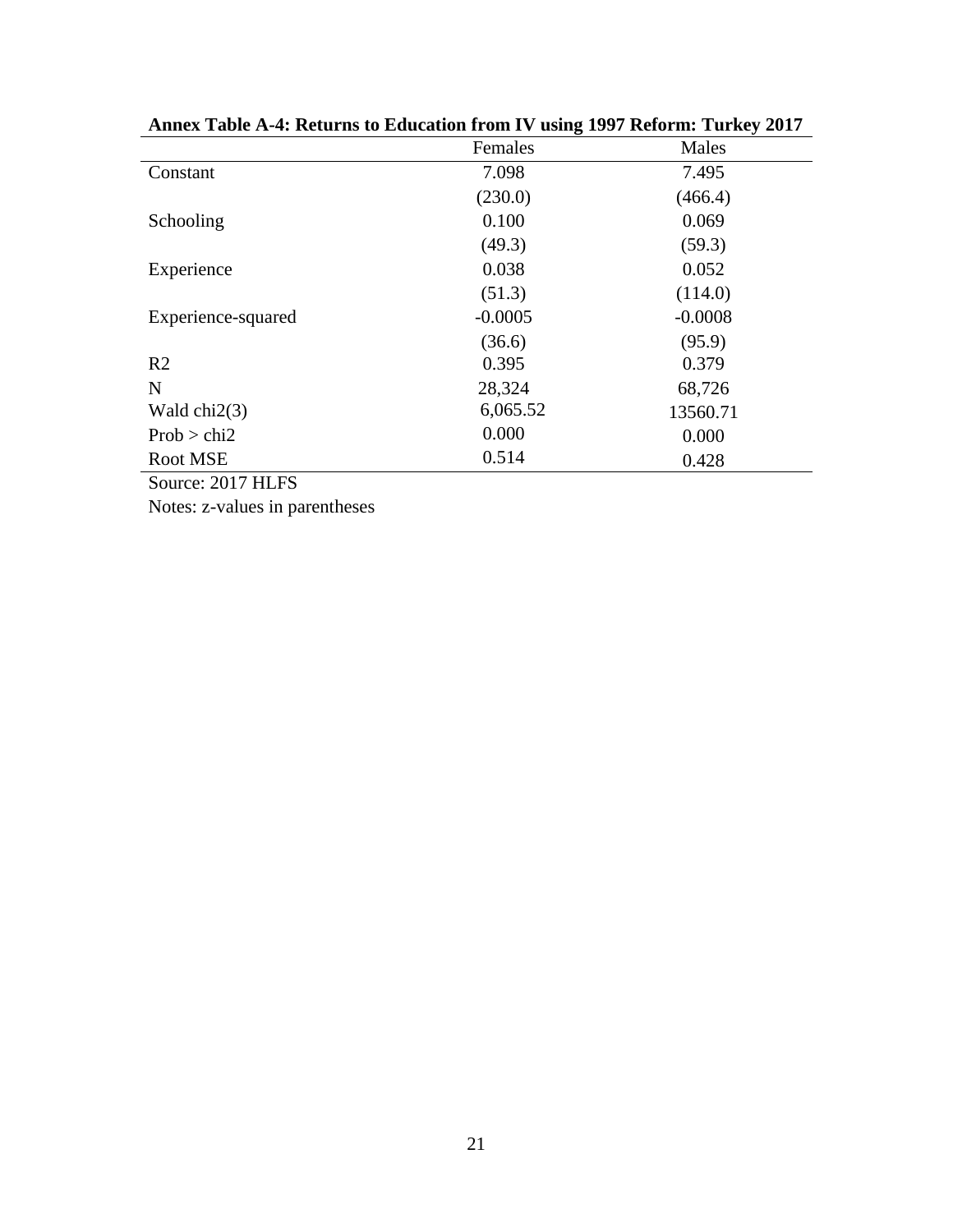**Annex Table A-4: Returns to Education from IV using 1997 Reform: Turkey 2017**

| | Females | Males |
|---|---|---|
| Constant | 7.098 | 7.495 |
| | (230.0) | (466.4) |
| Schooling | 0.100 | 0.069 |
| | (49.3) | (59.3) |
| Experience | 0.038 | 0.052 |
| | (51.3) | (114.0) |
| Experience-squared | -0.0005 | -0.0008 |
| | (36.6) | (95.9) |
| R2 | 0.395 | 0.379 |
| N | 28,324 | 68,726 |
| Wald chi2(3) | 6,065.52 | 13560.71 |
| Prob > chi2 | 0.000 | 0.000 |
| Root MSE | 0.514 | 0.428 |

Source: 2017 HLFS

Notes: z-values in parentheses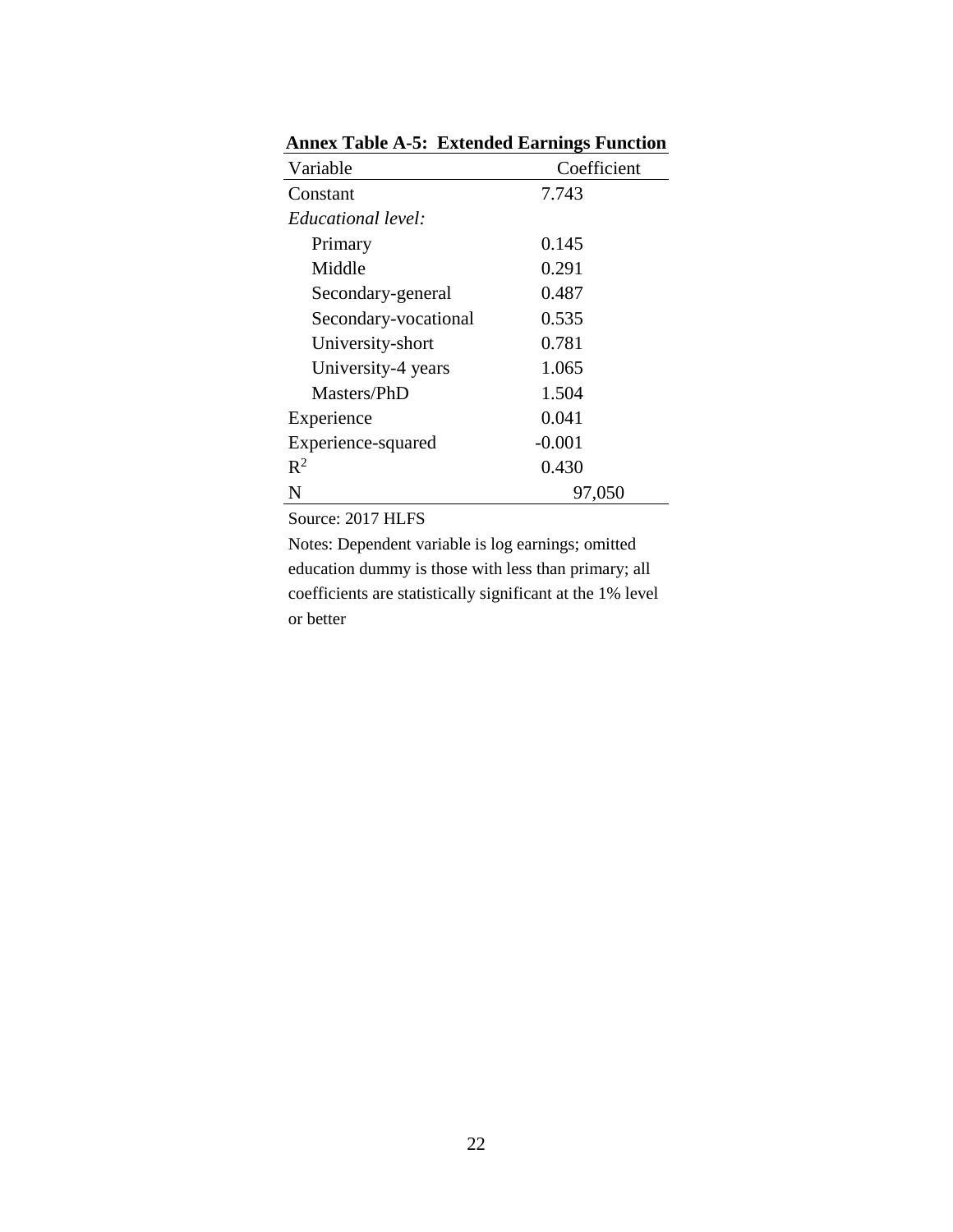**Annex Table A-5: Extended Earnings Function**

| Variable | Coefficient |
|---|---|
| Constant | 7.743 |
| *Educational level:* | |
| Primary | 0.145 |
| Middle | 0.291 |
| Secondary-general | 0.487 |
| Secondary-vocational | 0.535 |
| University-short | 0.781 |
| University-4 years | 1.065 |
| Masters/PhD | 1.504 |
| Experience | 0.041 |
| Experience-squared | -0.001 |
| $R^2$ | 0.430 |
| N | 97,050 |

Source: 2017 HLFS

Notes: Dependent variable is log earnings; omitted education dummy is those with less than primary; all coefficients are statistically significant at the 1% level or better